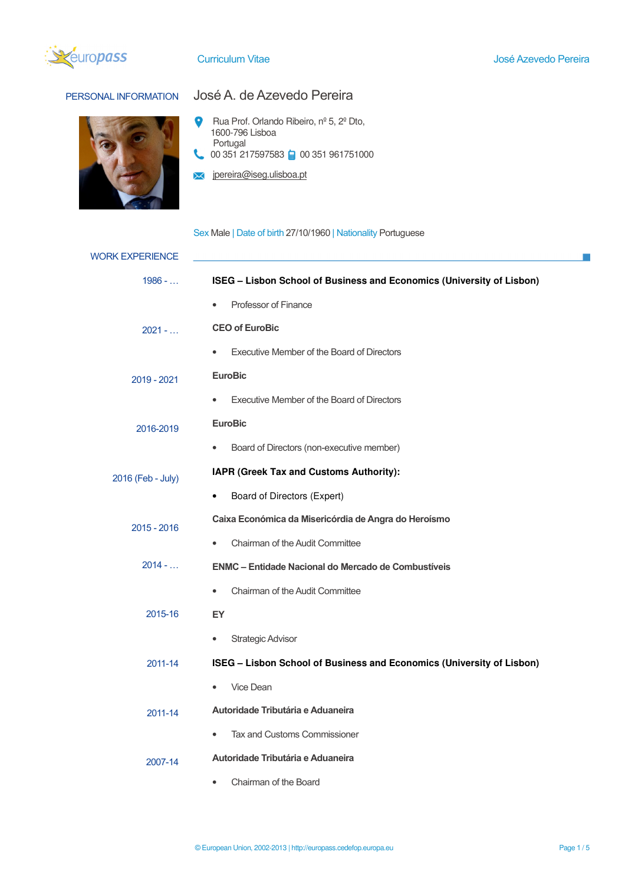Curriculum Vitae

## PERSONAL INFORMATION

### José A. de Azevedo Pereira

Rua Prof. Orlando Ribeiro, nº 5, 2º Dto,
1600-796 Lisboa
Portugal

00 351 217597583 00 351 961751000

jpereira@iseg.ulisboa.pt

Sex Male | Date of birth 27/10/1960 | Nationality Portuguese

## WORK EXPERIENCE

1986 - …

**ISEG – Lisbon School of Business and Economics (University of Lisbon)**

- Professor of Finance

2021 - …

**CEO of EuroBic**

- Executive Member of the Board of Directors

2019 - 2021

**EuroBic**

- Executive Member of the Board of Directors

2016-2019

**EuroBic**

- Board of Directors (non-executive member)

2016 (Feb - July)

**IAPR (Greek Tax and Customs Authority):**

- Board of Directors (Expert)

2015 - 2016

**Caixa Económica da Misericórdia de Angra do Heroísmo**

- Chairman of the Audit Committee

2014 - …

**ENMC – Entidade Nacional do Mercado de Combustíveis**

- Chairman of the Audit Committee

2015-16

**EY**

- Strategic Advisor

2011-14

**ISEG – Lisbon School of Business and Economics (University of Lisbon)**

- Vice Dean

2011-14

**Autoridade Tributária e Aduaneira**

- Tax and Customs Commissioner

2007-14

**Autoridade Tributária e Aduaneira**

- Chairman of the Board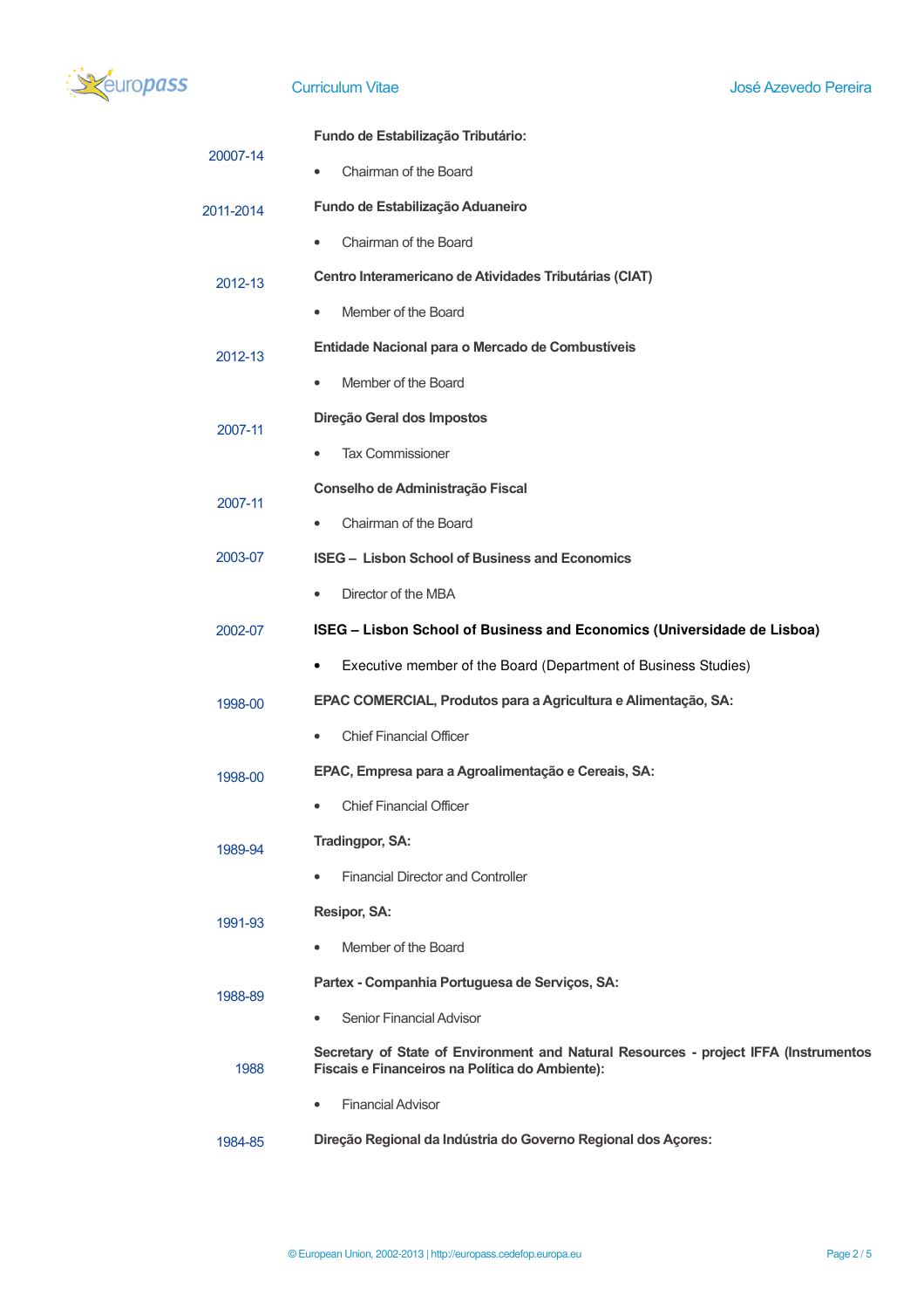20007-14 **Fundo de Estabilização Tributário:**

- Chairman of the Board

2011-2014 **Fundo de Estabilização Aduaneiro**

- Chairman of the Board

2012-13 **Centro Interamericano de Atividades Tributárias (CIAT)**

- Member of the Board

2012-13 **Entidade Nacional para o Mercado de Combustíveis**

- Member of the Board

2007-11 **Direção Geral dos Impostos**

- Tax Commissioner

2007-11 **Conselho de Administração Fiscal**

- Chairman of the Board

2003-07 **ISEG – Lisbon School of Business and Economics**

- Director of the MBA

2002-07 **ISEG – Lisbon School of Business and Economics (Universidade de Lisboa)**

- Executive member of the Board (Department of Business Studies)

1998-00 **EPAC COMERCIAL, Produtos para a Agricultura e Alimentação, SA:**

- Chief Financial Officer

1998-00 **EPAC, Empresa para a Agroalimentação e Cereais, SA:**

- Chief Financial Officer

1989-94 **Tradingpor, SA:**

- Financial Director and Controller

1991-93 **Resipor, SA:**

- Member of the Board

1988-89 **Partex - Companhia Portuguesa de Serviços, SA:**

- Senior Financial Advisor

1988 **Secretary of State of Environment and Natural Resources - project IFFA (Instrumentos Fiscais e Financeiros na Política do Ambiente):**

- Financial Advisor

1984-85 **Direção Regional da Indústria do Governo Regional dos Açores:**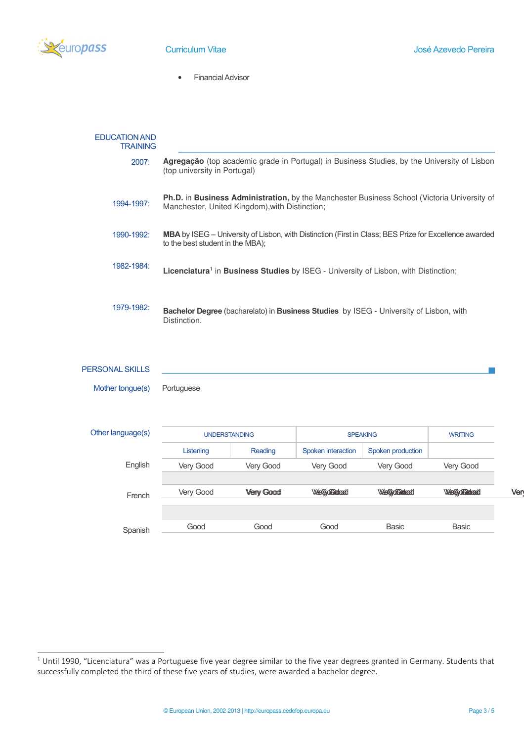- Financial Advisor

## EDUCATION AND TRAINING

2007: **Agregação** (top academic grade in Portugal) in Business Studies, by the University of Lisbon (top university in Portugal)

1994-1997: **Ph.D.** in **Business Administration,** by the Manchester Business School (Victoria University of Manchester, United Kingdom),with Distinction;

1990-1992: **MBA** by ISEG – University of Lisbon, with Distinction (First in Class; BES Prize for Excellence awarded to the best student in the MBA);

1982-1984: **Licenciatura**[1] in **Business Studies** by ISEG - University of Lisbon, with Distinction;

1979-1982: **Bachelor Degree** (bacharelato) in **Business Studies** by ISEG - University of Lisbon, with Distinction.

## PERSONAL SKILLS

Mother tongue(s): Portuguese

Other language(s):

| | UNDERSTANDING | | SPEAKING | | WRITING |
|---|---|---|---|---|---|
| | Listening | Reading | Spoken interaction | Spoken production | |
| English | Very Good | Very Good | Very Good | Very Good | Very Good |
| French | Very Good | Very Good | Very Good | Very Good | Very Good |
| Spanish | Good | Good | Good | Basic | Basic |

[1] Until 1990, "Licenciatura" was a Portuguese five year degree similar to the five year degrees granted in Germany. Students that successfully completed the third of these five years of studies, were awarded a bachelor degree.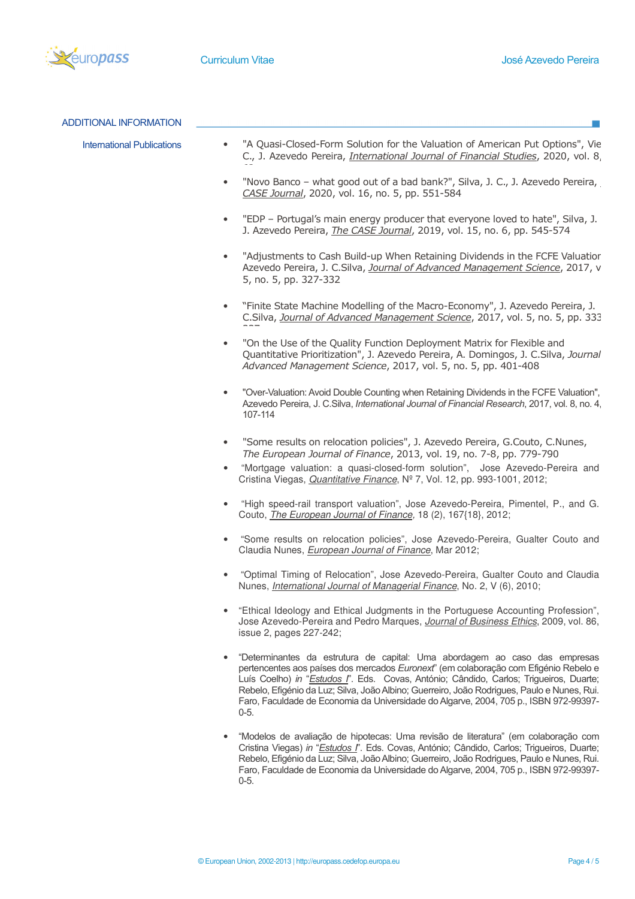## ADDITIONAL INFORMATION

### International Publications

- "A Quasi-Closed-Form Solution for the Valuation of American Put Options", Vie C., J. Azevedo Pereira, *International Journal of Financial Studies*, 2020, vol. 8,

- "Novo Banco – what good out of a bad bank?", Silva, J. C., J. Azevedo Pereira, *CASE Journal*, 2020, vol. 16, no. 5, pp. 551-584

- "EDP – Portugal's main energy producer that everyone loved to hate", Silva, J. J. Azevedo Pereira, *The CASE Journal*, 2019, vol. 15, no. 6, pp. 545-574

- "Adjustments to Cash Build-up When Retaining Dividends in the FCFE Valuatior Azevedo Pereira, J. C.Silva, *Journal of Advanced Management Science*, 2017, v 5, no. 5, pp. 327-332

- "Finite State Machine Modelling of the Macro-Economy", J. Azevedo Pereira, J. C.Silva, *Journal of Advanced Management Science*, 2017, vol. 5, no. 5, pp. 333

- "On the Use of the Quality Function Deployment Matrix for Flexible and Quantitative Prioritization", J. Azevedo Pereira, A. Domingos, J. C.Silva, *Journal Advanced Management Science*, 2017, vol. 5, no. 5, pp. 401-408

- "Over-Valuation: Avoid Double Counting when Retaining Dividends in the FCFE Valuation", Azevedo Pereira, J. C.Silva, *International Journal of Financial Research*, 2017, vol. 8, no. 4, 107-114

- "Some results on relocation policies", J. Azevedo Pereira, G.Couto, C.Nunes, *The European Journal of Finance*, 2013, vol. 19, no. 7-8, pp. 779-790
- "Mortgage valuation: a quasi-closed-form solution", Jose Azevedo-Pereira and Cristina Viegas, *Quantitative Finance*, Nº 7, Vol. 12, pp. 993-1001, 2012;

- "High speed-rail transport valuation", Jose Azevedo-Pereira, Pimentel, P., and G. Couto, *The European Journal of Finance*, 18 (2), 167{18}, 2012;

- "Some results on relocation policies", Jose Azevedo-Pereira, Gualter Couto and Claudia Nunes, *European Journal of Finance*, Mar 2012;

- "Optimal Timing of Relocation", Jose Azevedo-Pereira, Gualter Couto and Claudia Nunes, *International Journal of Managerial Finance*, No. 2, V (6), 2010;

- "Ethical Ideology and Ethical Judgments in the Portuguese Accounting Profession", Jose Azevedo-Pereira and Pedro Marques, *Journal of Business Ethics*, 2009, vol. 86, issue 2, pages 227-242;

- "Determinantes da estrutura de capital: Uma abordagem ao caso das empresas pertencentes aos países dos mercados *Euronext*" (em colaboração com Efigénio Rebelo e Luís Coelho) *in* "*Estudos I*". Eds. Covas, António; Cândido, Carlos; Trigueiros, Duarte; Rebelo, Efigénio da Luz; Silva, João Albino; Guerreiro, João Rodrigues, Paulo e Nunes, Rui. Faro, Faculdade de Economia da Universidade do Algarve, 2004, 705 p., ISBN 972-99397-0-5.

- "Modelos de avaliação de hipotecas: Uma revisão de literatura" (em colaboração com Cristina Viegas) *in* "*Estudos I*". Eds. Covas, António; Cândido, Carlos; Trigueiros, Duarte; Rebelo, Efigénio da Luz; Silva, João Albino; Guerreiro, João Rodrigues, Paulo e Nunes, Rui. Faro, Faculdade de Economia da Universidade do Algarve, 2004, 705 p., ISBN 972-99397-0-5.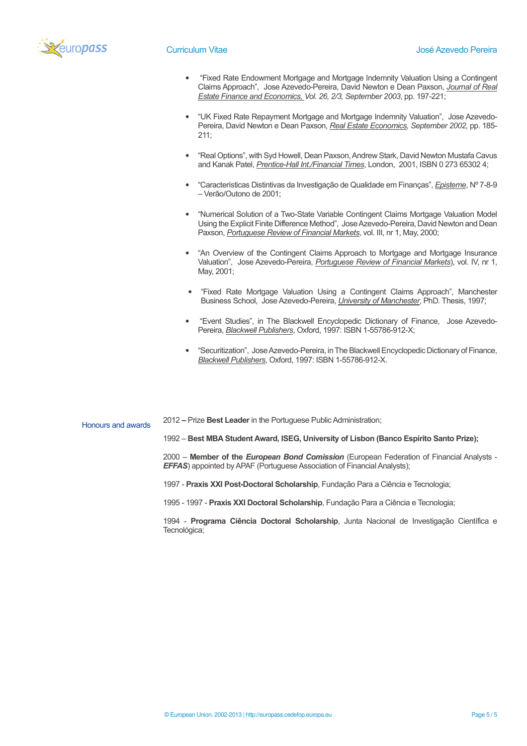- "Fixed Rate Endowment Mortgage and Mortgage Indemnity Valuation Using a Contingent Claims Approach", Jose Azevedo-Pereira, David Newton e Dean Paxson, *Journal of Real Estate Finance and Economics, Vol. 26, 2/3, September 2003*, pp. 197-221;

- "UK Fixed Rate Repayment Mortgage and Mortgage Indemnity Valuation", Jose Azevedo-Pereira, David Newton e Dean Paxson, *Real Estate Economics, September 2002,* pp. 185-211;

- "Real Options", with Syd Howell, Dean Paxson, Andrew Stark, David Newton Mustafa Cavus and Kanak Patel, *Prentice-Hall Int./Financial Times*, London, 2001, ISBN 0 273 65302 4;

- "Características Distintivas da Investigação de Qualidade em Finanças", *Episteme*, Nº 7-8-9 – Verão/Outono de 2001;

- "Numerical Solution of a Two-State Variable Contingent Claims Mortgage Valuation Model Using the Explicit Finite Difference Method", Jose Azevedo-Pereira, David Newton and Dean Paxson, *Portuguese Review of Financial Markets*, vol. III, nr 1, May, 2000;

- "An Overview of the Contingent Claims Approach to Mortgage and Mortgage Insurance Valuation", Jose Azevedo-Pereira, *Portuguese Review of Financial Markets*), vol. IV, nr 1, May, 2001;

- "Fixed Rate Mortgage Valuation Using a Contingent Claims Approach", Manchester Business School, Jose Azevedo-Pereira, *University of Manchester*, PhD. Thesis, 1997;

- "Event Studies", in The Blackwell Encyclopedic Dictionary of Finance, Jose Azevedo-Pereira, *Blackwell Publishers*, Oxford, 1997: ISBN 1-55786-912-X;

- "Securitization", Jose Azevedo-Pereira, in The Blackwell Encyclopedic Dictionary of Finance, *Blackwell Publishers*, Oxford, 1997: ISBN 1-55786-912-X.

## Honours and awards

2012 **–** Prize **Best Leader** in the Portuguese Public Administration;

1992 – **Best MBA Student Award, ISEG, University of Lisbon (Banco Espírito Santo Prize);**

2000 – **Member of the *European Bond Comission*** (European Federation of Financial Analysts - ***EFFAS***) appointed by APAF (Portuguese Association of Financial Analysts);

1997 - **Praxis XXI Post-Doctoral Scholarship**, Fundação Para a Ciência e Tecnologia;

1995 - 1997 - **Praxis XXI Doctoral Scholarship**, Fundação Para a Ciência e Tecnologia;

1994 - **Programa Ciência Doctoral Scholarship**, Junta Nacional de Investigação Científica e Tecnológica;